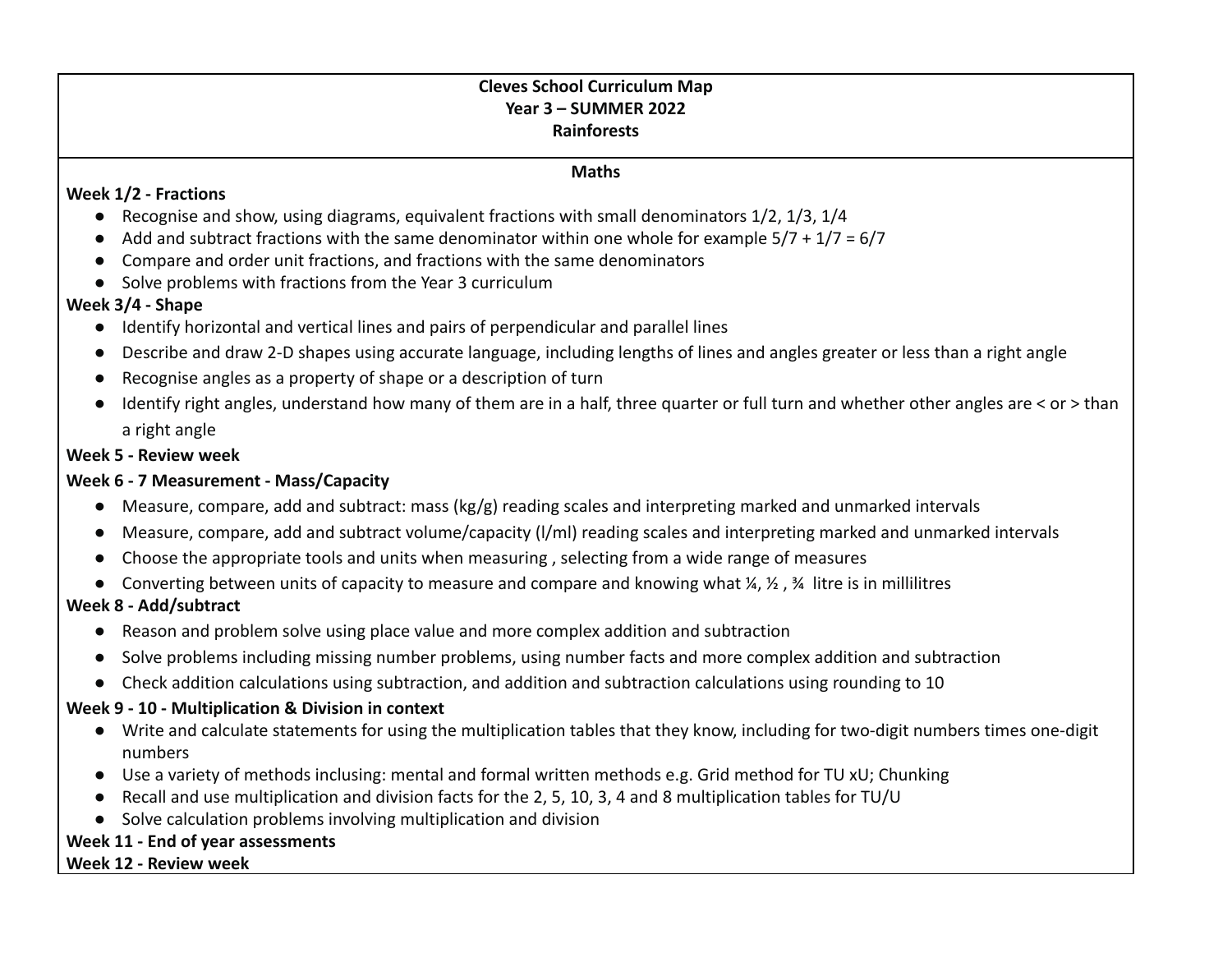**Cleves School Curriculum Map**
**Year 3 – SUMMER 2022**
**Rainforests**

## Maths

**Week 1/2 - Fractions**

- Recognise and show, using diagrams, equivalent fractions with small denominators 1/2, 1/3, 1/4
- Add and subtract fractions with the same denominator within one whole for example $5/7 + 1/7 = 6/7$
- Compare and order unit fractions, and fractions with the same denominators
- Solve problems with fractions from the Year 3 curriculum

**Week 3/4 - Shape**

- Identify horizontal and vertical lines and pairs of perpendicular and parallel lines
- Describe and draw 2-D shapes using accurate language, including lengths of lines and angles greater or less than a right angle
- Recognise angles as a property of shape or a description of turn
- Identify right angles, understand how many of them are in a half, three quarter or full turn and whether other angles are < or > than a right angle

**Week 5 - Review week**

**Week 6 - 7 Measurement - Mass/Capacity**

- Measure, compare, add and subtract: mass (kg/g) reading scales and interpreting marked and unmarked intervals
- Measure, compare, add and subtract volume/capacity (l/ml) reading scales and interpreting marked and unmarked intervals
- Choose the appropriate tools and units when measuring , selecting from a wide range of measures
- Converting between units of capacity to measure and compare and knowing what ¼, ½ , ¾ litre is in millilitres

**Week 8 - Add/subtract**

- Reason and problem solve using place value and more complex addition and subtraction
- Solve problems including missing number problems, using number facts and more complex addition and subtraction
- Check addition calculations using subtraction, and addition and subtraction calculations using rounding to 10

**Week 9 - 10 - Multiplication & Division in context**

- Write and calculate statements for using the multiplication tables that they know, including for two-digit numbers times one-digit numbers
- Use a variety of methods inclusing: mental and formal written methods e.g. Grid method for TU xU; Chunking
- Recall and use multiplication and division facts for the 2, 5, 10, 3, 4 and 8 multiplication tables for TU/U
- Solve calculation problems involving multiplication and division

**Week 11 - End of year assessments**

**Week 12 - Review week**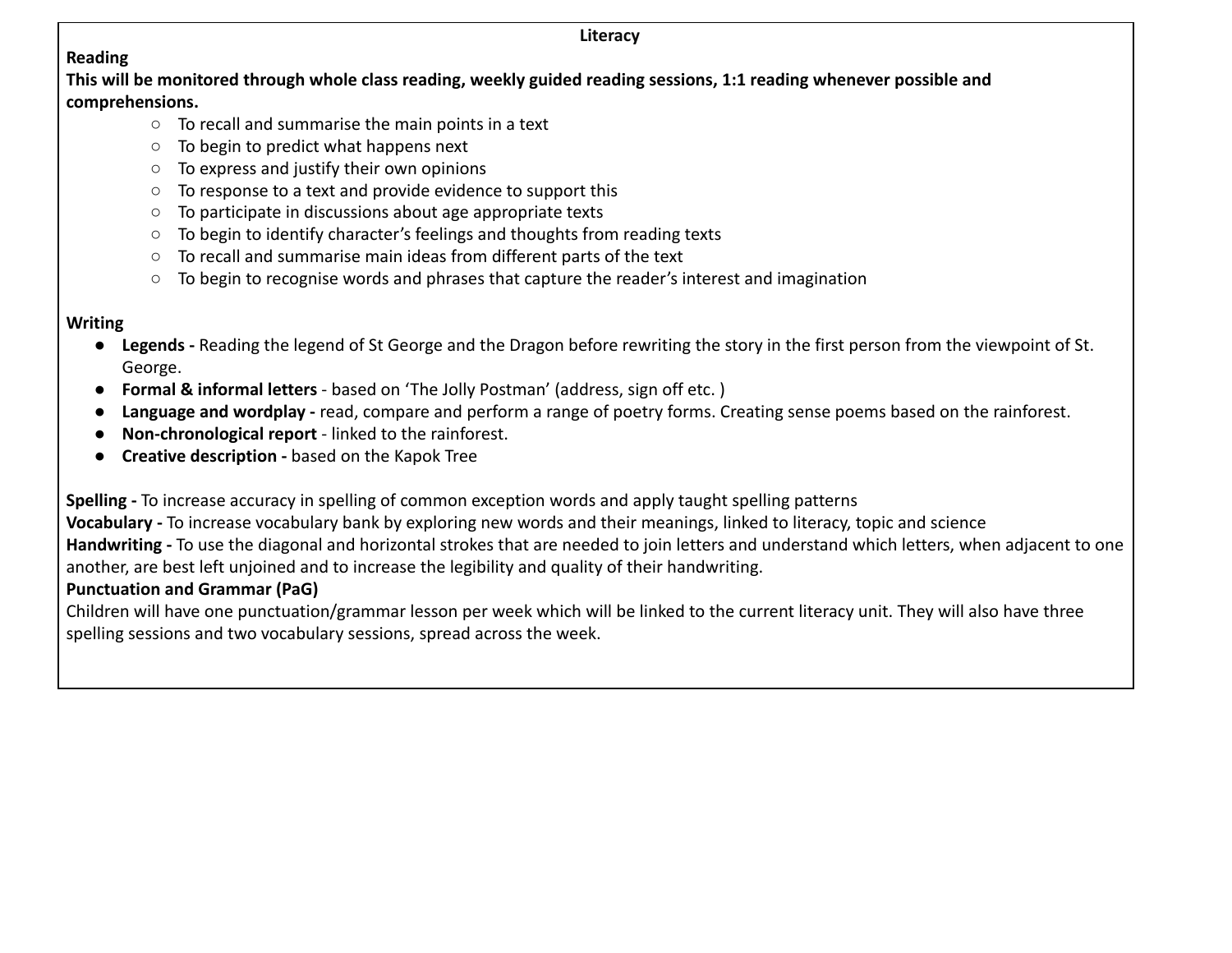**Literacy**

**Reading**

**This will be monitored through whole class reading, weekly guided reading sessions, 1:1 reading whenever possible and comprehensions.**

- To recall and summarise the main points in a text
- To begin to predict what happens next
- To express and justify their own opinions
- To response to a text and provide evidence to support this
- To participate in discussions about age appropriate texts
- To begin to identify character's feelings and thoughts from reading texts
- To recall and summarise main ideas from different parts of the text
- To begin to recognise words and phrases that capture the reader's interest and imagination

**Writing**

- **Legends -** Reading the legend of St George and the Dragon before rewriting the story in the first person from the viewpoint of St. George.
- **Formal & informal letters** - based on 'The Jolly Postman' (address, sign off etc. )
- **Language and wordplay -** read, compare and perform a range of poetry forms. Creating sense poems based on the rainforest.
- **Non-chronological report** - linked to the rainforest.
- **Creative description -** based on the Kapok Tree

**Spelling -** To increase accuracy in spelling of common exception words and apply taught spelling patterns

**Vocabulary -** To increase vocabulary bank by exploring new words and their meanings, linked to literacy, topic and science

**Handwriting -** To use the diagonal and horizontal strokes that are needed to join letters and understand which letters, when adjacent to one another, are best left unjoined and to increase the legibility and quality of their handwriting.

**Punctuation and Grammar (PaG)**

Children will have one punctuation/grammar lesson per week which will be linked to the current literacy unit. They will also have three spelling sessions and two vocabulary sessions, spread across the week.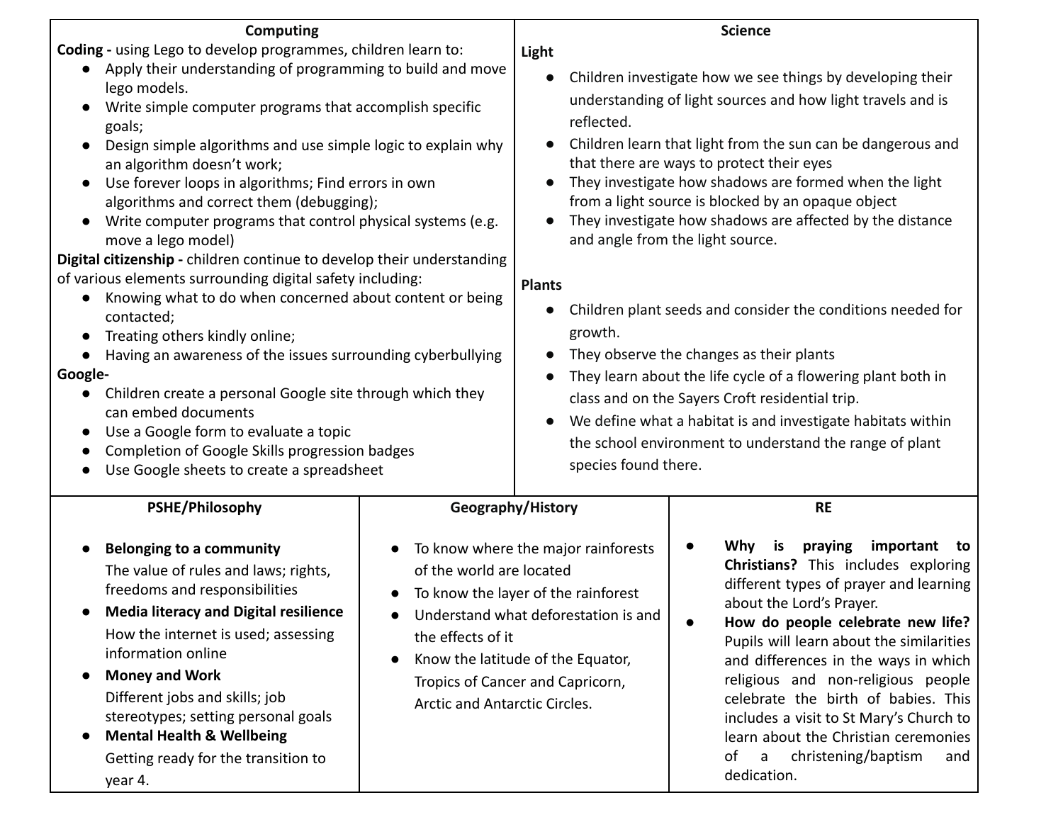## Computing

**Coding -** using Lego to develop programmes, children learn to:

- Apply their understanding of programming to build and move lego models.
- Write simple computer programs that accomplish specific goals;
- Design simple algorithms and use simple logic to explain why an algorithm doesn't work;
- Use forever loops in algorithms; Find errors in own algorithms and correct them (debugging);
- Write computer programs that control physical systems (e.g. move a lego model)

**Digital citizenship -** children continue to develop their understanding of various elements surrounding digital safety including:

- Knowing what to do when concerned about content or being contacted;
- Treating others kindly online;
- Having an awareness of the issues surrounding cyberbullying

**Google-**

- Children create a personal Google site through which they can embed documents
- Use a Google form to evaluate a topic
- Completion of Google Skills progression badges
- Use Google sheets to create a spreadsheet

## Science

**Light**

- Children investigate how we see things by developing their understanding of light sources and how light travels and is reflected.
- Children learn that light from the sun can be dangerous and that there are ways to protect their eyes
- They investigate how shadows are formed when the light from a light source is blocked by an opaque object
- They investigate how shadows are affected by the distance and angle from the light source.

**Plants**

- Children plant seeds and consider the conditions needed for growth.
- They observe the changes as their plants
- They learn about the life cycle of a flowering plant both in class and on the Sayers Croft residential trip.
- We define what a habitat is and investigate habitats within the school environment to understand the range of plant species found there.

## PSHE/Philosophy

- **Belonging to a community**
  The value of rules and laws; rights, freedoms and responsibilities
- **Media literacy and Digital resilience**
  How the internet is used; assessing information online
- **Money and Work**
  Different jobs and skills; job stereotypes; setting personal goals
- **Mental Health & Wellbeing**
  Getting ready for the transition to year 4.

## Geography/History

- To know where the major rainforests of the world are located
- To know the layer of the rainforest
- Understand what deforestation is and the effects of it
- Know the latitude of the Equator, Tropics of Cancer and Capricorn, Arctic and Antarctic Circles.

## RE

- **Why is praying important to Christians?** This includes exploring different types of prayer and learning about the Lord's Prayer.
- **How do people celebrate new life?** Pupils will learn about the similarities and differences in the ways in which religious and non-religious people celebrate the birth of babies. This includes a visit to St Mary's Church to learn about the Christian ceremonies of a christening/baptism and dedication.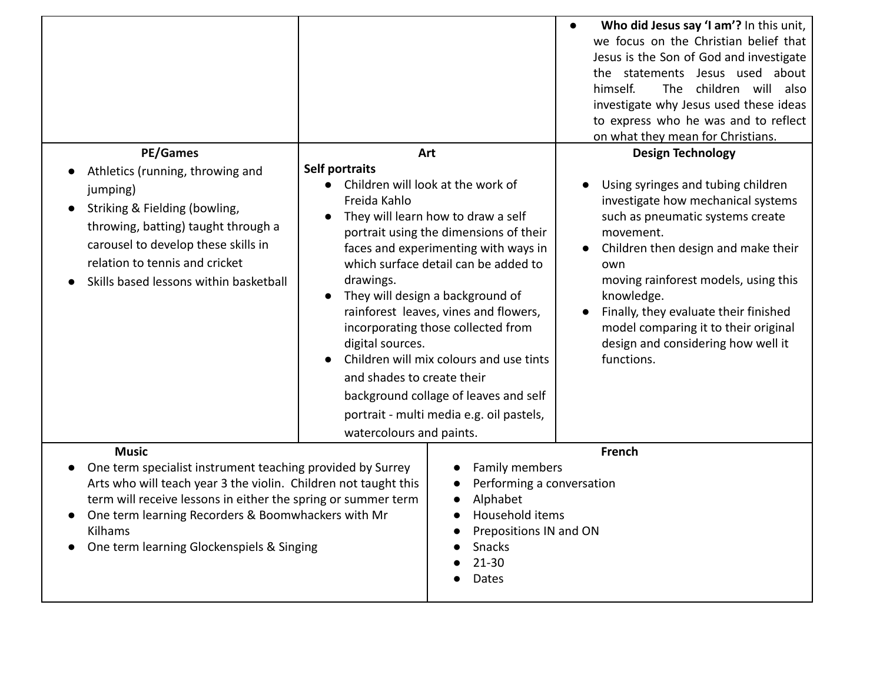| | | |
|---|---|---|
| | | • **Who did Jesus say 'I am'?** In this unit, we focus on the Christian belief that Jesus is the Son of God and investigate the statements Jesus used about himself. The children will also investigate why Jesus used these ideas to express who he was and to reflect on what they mean for Christians. |
| **PE/Games**<br>• Athletics (running, throwing and jumping)<br>• Striking & Fielding (bowling, throwing, batting) taught through a carousel to develop these skills in relation to tennis and cricket<br>• Skills based lessons within basketball | **Art**<br>**Self portraits**<br>• Children will look at the work of Freida Kahlo<br>• They will learn how to draw a self portrait using the dimensions of their faces and experimenting with ways in which surface detail can be added to drawings.<br>• They will design a background of rainforest leaves, vines and flowers, incorporating those collected from digital sources.<br>• Children will mix colours and use tints and shades to create their background collage of leaves and self portrait - multi media e.g. oil pastels, watercolours and paints. | **Design Technology**<br>• Using syringes and tubing children investigate how mechanical systems such as pneumatic systems create movement.<br>• Children then design and make their own moving rainforest models, using this knowledge.<br>• Finally, they evaluate their finished model comparing it to their original design and considering how well it functions. |

| | |
|---|---|
| **Music**<br>• One term specialist instrument teaching provided by Surrey Arts who will teach year 3 the violin. Children not taught this term will receive lessons in either the spring or summer term<br>• One term learning Recorders & Boomwhackers with Mr Kilhams<br>• One term learning Glockenspiels & Singing | **French**<br>• Family members<br>• Performing a conversation<br>• Alphabet<br>• Household items<br>• Prepositions IN and ON<br>• Snacks<br>• 21-30<br>• Dates |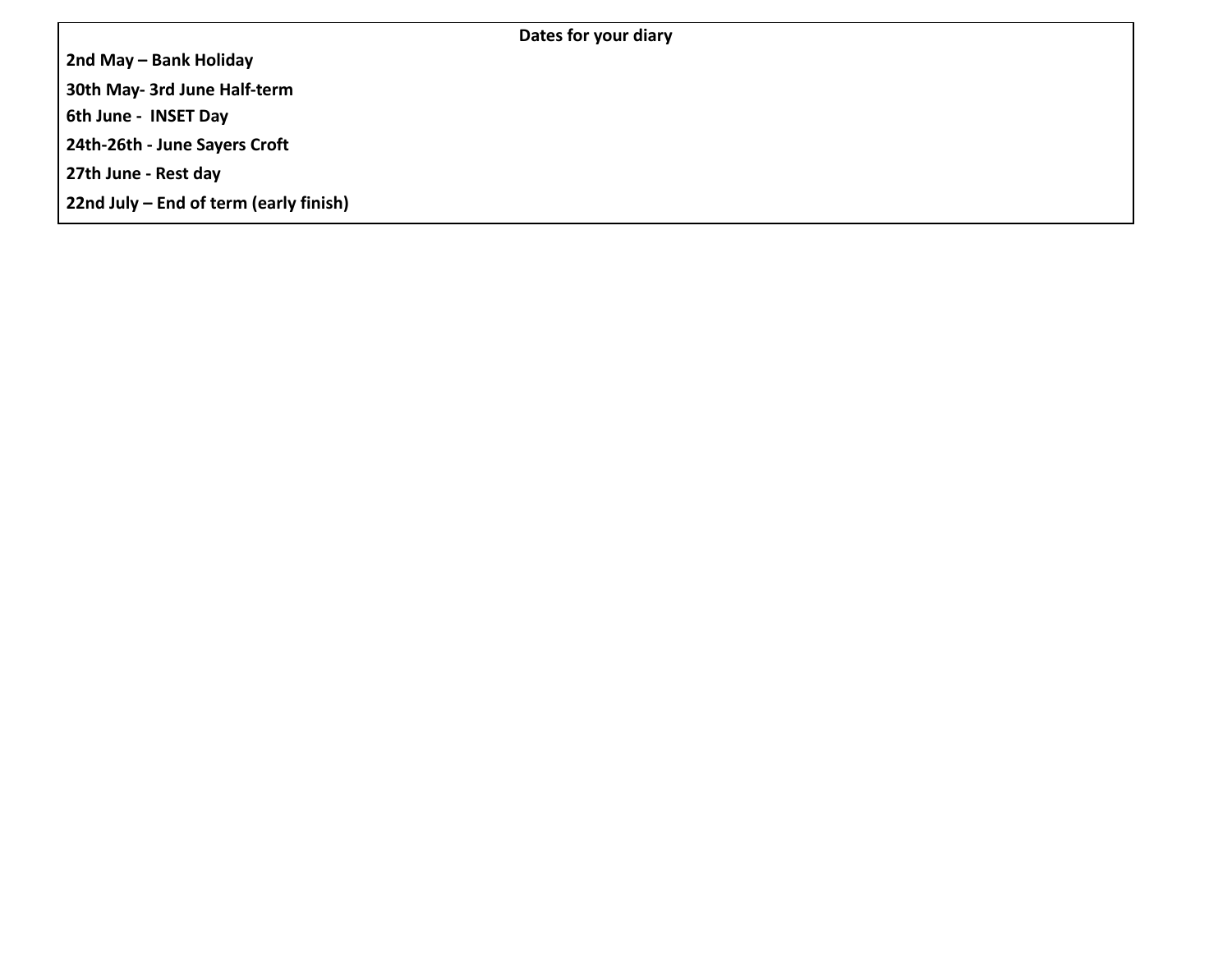**Dates for your diary**

**2nd May – Bank Holiday**

**30th May- 3rd June Half-term**

**6th June - INSET Day**

**24th-26th - June Sayers Croft**

**27th June - Rest day**

**22nd July – End of term (early finish)**